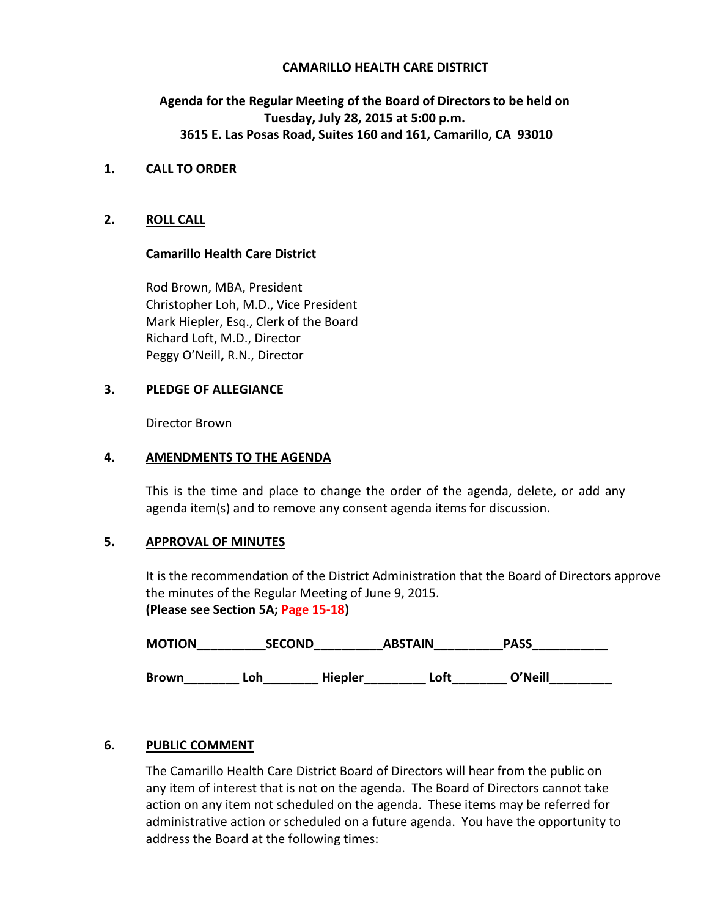**CAMARILLO HEALTH CARE DISTRICT**

**Agenda for the Regular Meeting of the Board of Directors to be held on Tuesday, July 28, 2015 at 5:00 p.m.**
**3615 E. Las Posas Road, Suites 160 and 161, Camarillo, CA 93010**

## 1. CALL TO ORDER

## 2. ROLL CALL

**Camarillo Health Care District**

Rod Brown, MBA, President
Christopher Loh, M.D., Vice President
Mark Hiepler, Esq., Clerk of the Board
Richard Loft, M.D., Director
Peggy O'Neill**,** R.N., Director

## 3. PLEDGE OF ALLEGIANCE

Director Brown

## 4. AMENDMENTS TO THE AGENDA

This is the time and place to change the order of the agenda, delete, or add any agenda item(s) and to remove any consent agenda items for discussion.

## 5. APPROVAL OF MINUTES

It is the recommendation of the District Administration that the Board of Directors approve the minutes of the Regular Meeting of June 9, 2015.
**(Please see Section 5A; Page 15-18)**

**MOTION__________SECOND__________ABSTAIN__________PASS___________**

**Brown________ Loh________ Hiepler_________ Loft________ O'Neill_________**

## 6. PUBLIC COMMENT

The Camarillo Health Care District Board of Directors will hear from the public on any item of interest that is not on the agenda. The Board of Directors cannot take action on any item not scheduled on the agenda. These items may be referred for administrative action or scheduled on a future agenda. You have the opportunity to address the Board at the following times: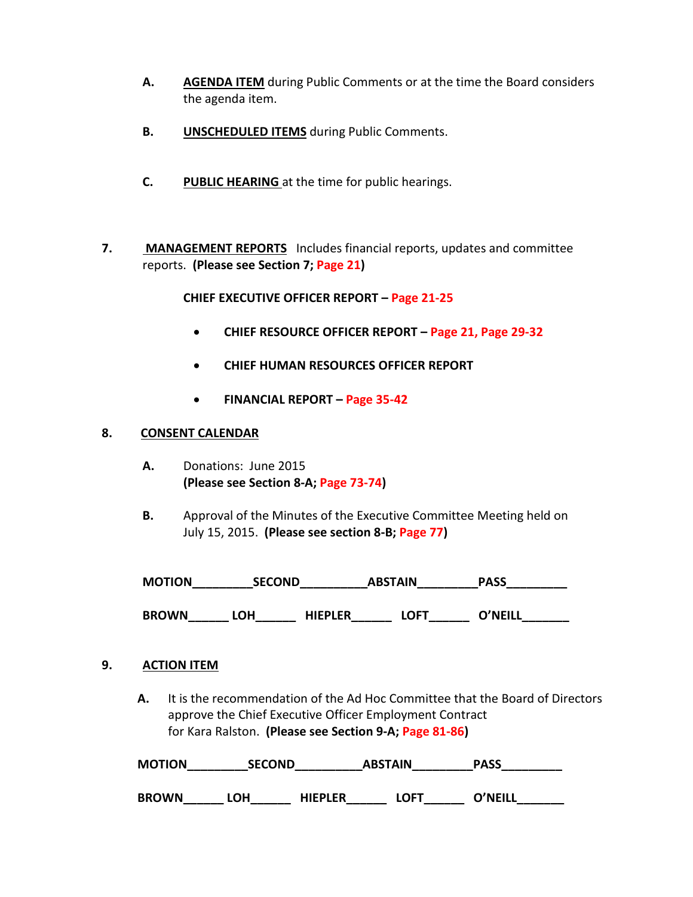A. **AGENDA ITEM** during Public Comments or at the time the Board considers the agenda item.

B. **UNSCHEDULED ITEMS** during Public Comments.

C. **PUBLIC HEARING** at the time for public hearings.

7. **MANAGEMENT REPORTS** Includes financial reports, updates and committee reports. **(Please see Section 7; Page 21)**

**CHIEF EXECUTIVE OFFICER REPORT – Page 21-25**

- **CHIEF RESOURCE OFFICER REPORT – Page 21, Page 29-32**
- **CHIEF HUMAN RESOURCES OFFICER REPORT**
- **FINANCIAL REPORT – Page 35-42**

8. **CONSENT CALENDAR**

A. Donations: June 2015
**(Please see Section 8-A; Page 73-74)**

B. Approval of the Minutes of the Executive Committee Meeting held on July 15, 2015. **(Please see section 8-B; Page 77)**

**MOTION_________SECOND__________ABSTAIN_________PASS_________**

**BROWN______ LOH______ HIEPLER______ LOFT______ O'NEILL_______**

9. **ACTION ITEM**

A. It is the recommendation of the Ad Hoc Committee that the Board of Directors approve the Chief Executive Officer Employment Contract for Kara Ralston. **(Please see Section 9-A; Page 81-86)**

**MOTION_________SECOND__________ABSTAIN_________PASS_________**

**BROWN______ LOH______ HIEPLER______ LOFT______ O'NEILL_______**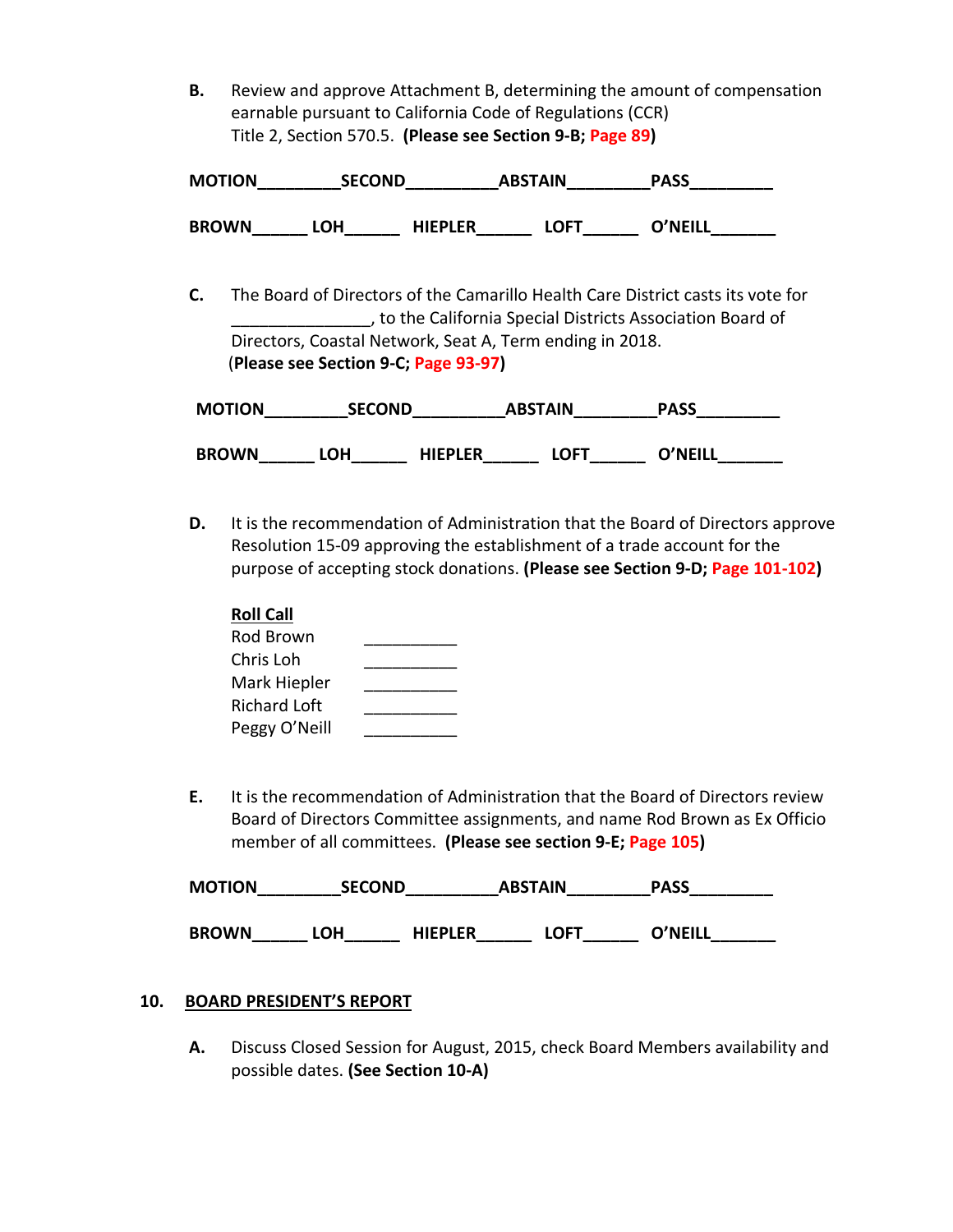**B.** Review and approve Attachment B, determining the amount of compensation earnable pursuant to California Code of Regulations (CCR) Title 2, Section 570.5. **(Please see Section 9-B; Page 89)**

**MOTION_________SECOND__________ABSTAIN_________PASS_________**

**BROWN______ LOH______ HIEPLER______ LOFT______ O'NEILL_______**

**C.** The Board of Directors of the Camarillo Health Care District casts its vote for _______________, to the California Special Districts Association Board of Directors, Coastal Network, Seat A, Term ending in 2018. **(Please see Section 9-C; Page 93-97)**

**MOTION_________SECOND__________ABSTAIN_________PASS_________**

**BROWN______ LOH______ HIEPLER______ LOFT______ O'NEILL_______**

**D.** It is the recommendation of Administration that the Board of Directors approve Resolution 15-09 approving the establishment of a trade account for the purpose of accepting stock donations. **(Please see Section 9-D; Page 101-102)**

**Roll Call**

Rod Brown __________
Chris Loh __________
Mark Hiepler __________
Richard Loft __________
Peggy O'Neill __________

**E.** It is the recommendation of Administration that the Board of Directors review Board of Directors Committee assignments, and name Rod Brown as Ex Officio member of all committees. **(Please see section 9-E; Page 105)**

**MOTION_________SECOND__________ABSTAIN_________PASS_________**

**BROWN______ LOH______ HIEPLER______ LOFT______ O'NEILL_______**

## 10. BOARD PRESIDENT'S REPORT

**A.** Discuss Closed Session for August, 2015, check Board Members availability and possible dates. **(See Section 10-A)**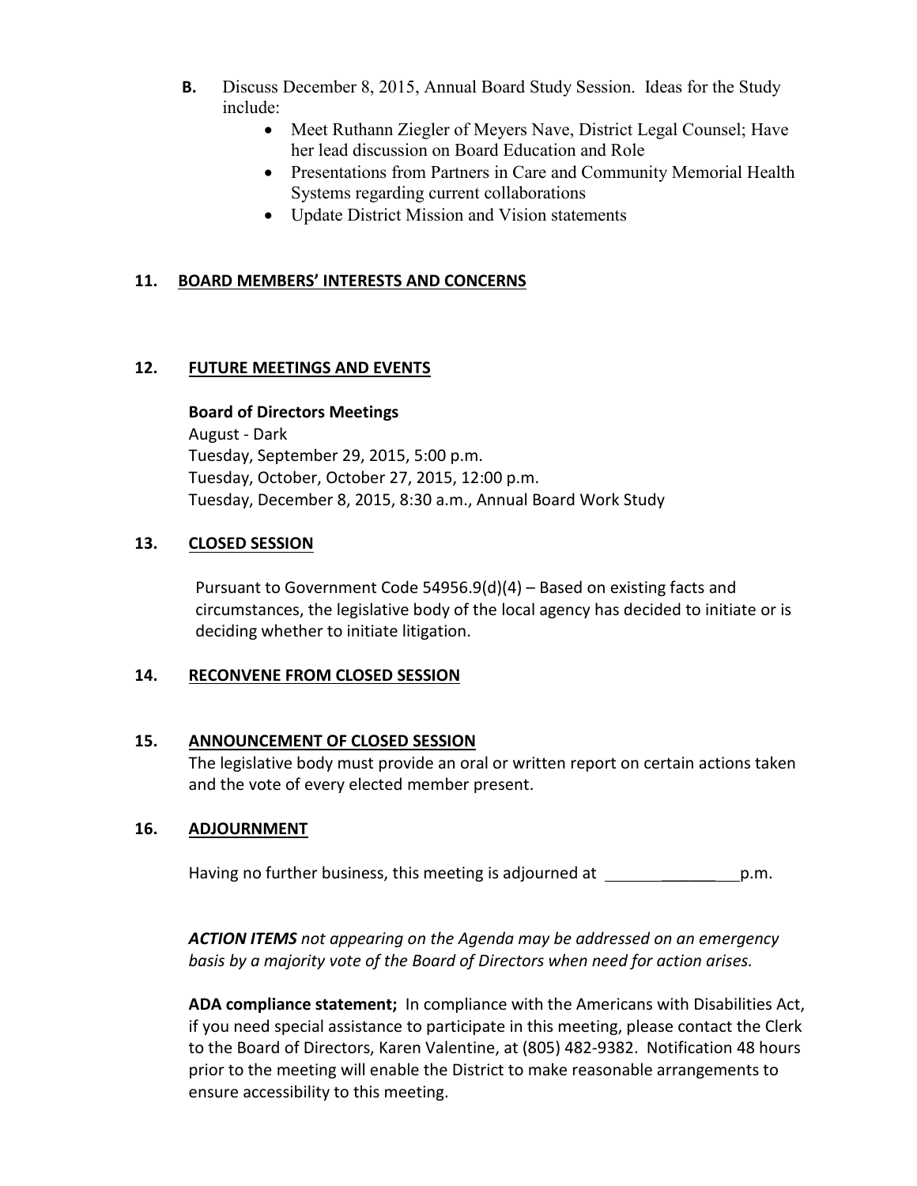**B.** Discuss December 8, 2015, Annual Board Study Session. Ideas for the Study include:

- Meet Ruthann Ziegler of Meyers Nave, District Legal Counsel; Have her lead discussion on Board Education and Role
- Presentations from Partners in Care and Community Memorial Health Systems regarding current collaborations
- Update District Mission and Vision statements

## 11. BOARD MEMBERS' INTERESTS AND CONCERNS

## 12. FUTURE MEETINGS AND EVENTS

**Board of Directors Meetings**

August - Dark
Tuesday, September 29, 2015, 5:00 p.m.
Tuesday, October, October 27, 2015, 12:00 p.m.
Tuesday, December 8, 2015, 8:30 a.m., Annual Board Work Study

## 13. CLOSED SESSION

Pursuant to Government Code 54956.9(d)(4) – Based on existing facts and circumstances, the legislative body of the local agency has decided to initiate or is deciding whether to initiate litigation.

## 14. RECONVENE FROM CLOSED SESSION

## 15. ANNOUNCEMENT OF CLOSED SESSION

The legislative body must provide an oral or written report on certain actions taken and the vote of every elected member present.

## 16. ADJOURNMENT

Having no further business, this meeting is adjourned at ____________ p.m.

***ACTION ITEMS*** *not appearing on the Agenda may be addressed on an emergency basis by a majority vote of the Board of Directors when need for action arises.*

**ADA compliance statement;** In compliance with the Americans with Disabilities Act, if you need special assistance to participate in this meeting, please contact the Clerk to the Board of Directors, Karen Valentine, at (805) 482-9382. Notification 48 hours prior to the meeting will enable the District to make reasonable arrangements to ensure accessibility to this meeting.